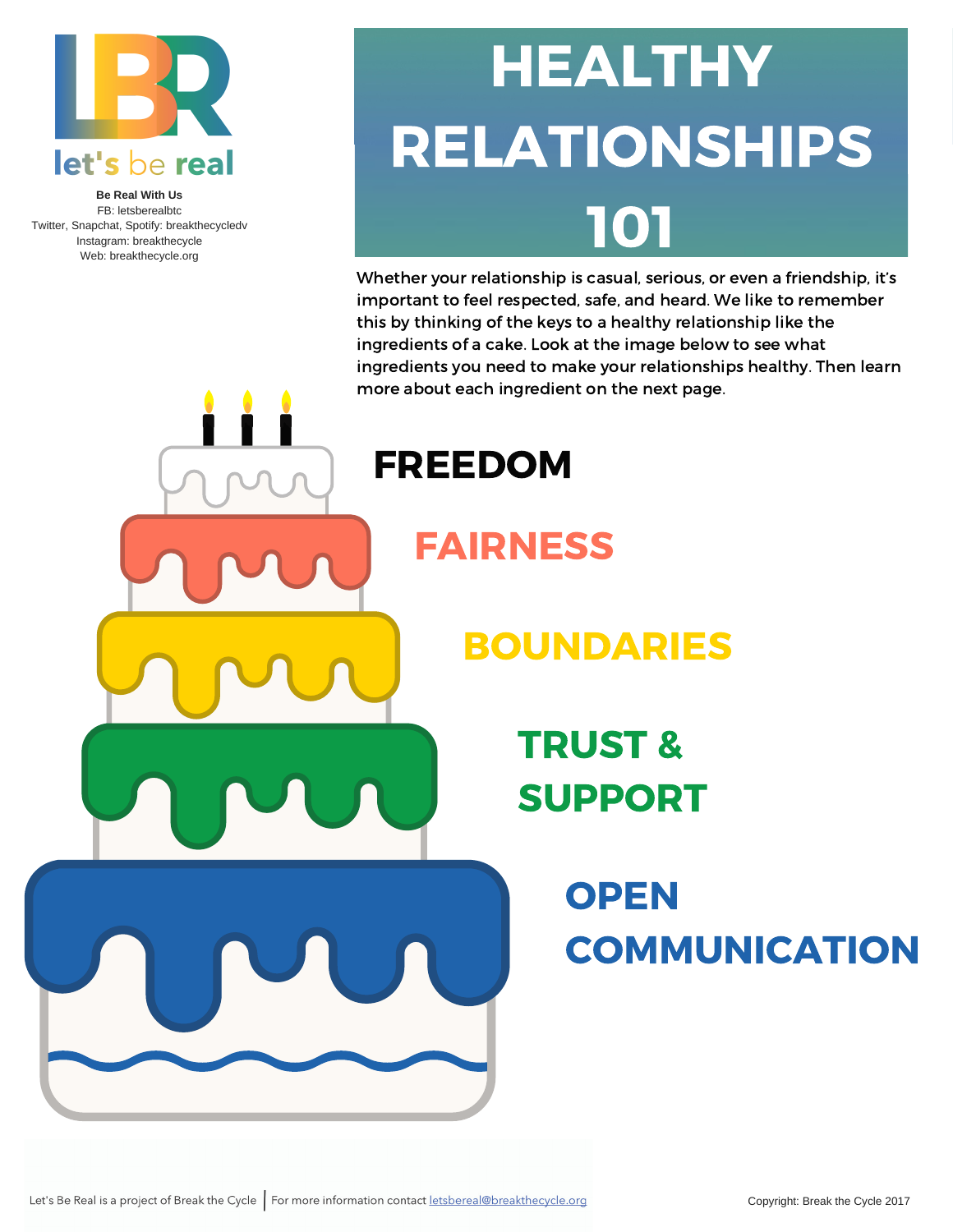let's be real

**Be Real With Us**
FB: letsberealbtc
Twitter, Snapchat, Spotify: breakthecycledv
Instagram: breakthecycle
Web: breakthecycle.org

# HEALTHY RELATIONSHIPS 101

Whether your relationship is casual, serious, or even a friendship, it's important to feel respected, safe, and heard. We like to remember this by thinking of the keys to a healthy relationship like the ingredients of a cake. Look at the image below to see what ingredients you need to make your relationships healthy. Then learn more about each ingredient on the next page.

**FREEDOM**

**FAIRNESS**

**BOUNDARIES**

**TRUST & SUPPORT**

**OPEN COMMUNICATION**

Let's Be Real is a project of Break the Cycle | For more information contact letsbereal@breakthecycle.org

Copyright: Break the Cycle 2017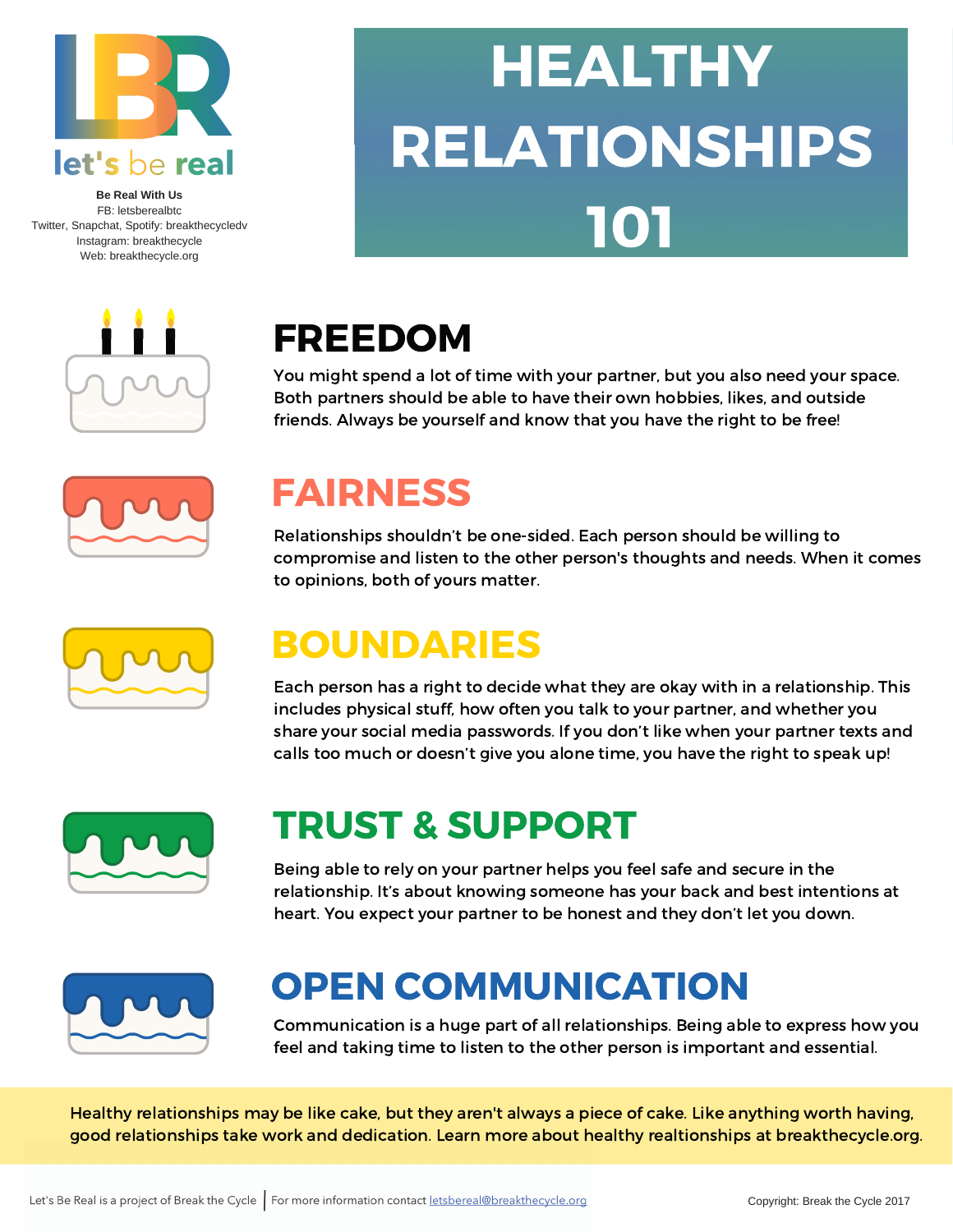let's be real

**Be Real With Us**
FB: letsberealbtc
Twitter, Snapchat, Spotify: breakthecycledv
Instagram: breakthecycle
Web: breakthecycle.org

# HEALTHY RELATIONSHIPS 101

## FREEDOM

You might spend a lot of time with your partner, but you also need your space. Both partners should be able to have their own hobbies, likes, and outside friends. Always be yourself and know that you have the right to be free!

## FAIRNESS

Relationships shouldn't be one-sided. Each person should be willing to compromise and listen to the other person's thoughts and needs. When it comes to opinions, both of yours matter.

## BOUNDARIES

Each person has a right to decide what they are okay with in a relationship. This includes physical stuff, how often you talk to your partner, and whether you share your social media passwords. If you don't like when your partner texts and calls too much or doesn't give you alone time, you have the right to speak up!

## TRUST & SUPPORT

Being able to rely on your partner helps you feel safe and secure in the relationship. It's about knowing someone has your back and best intentions at heart. You expect your partner to be honest and they don't let you down.

## OPEN COMMUNICATION

Communication is a huge part of all relationships. Being able to express how you feel and taking time to listen to the other person is important and essential.

Healthy relationships may be like cake, but they aren't always a piece of cake. Like anything worth having, good relationships take work and dedication. Learn more about healthy realtionships at breakthecycle.org.

Let's Be Real is a project of Break the Cycle | For more information contact letsbereal@breakthecycle.org

Copyright: Break the Cycle 2017